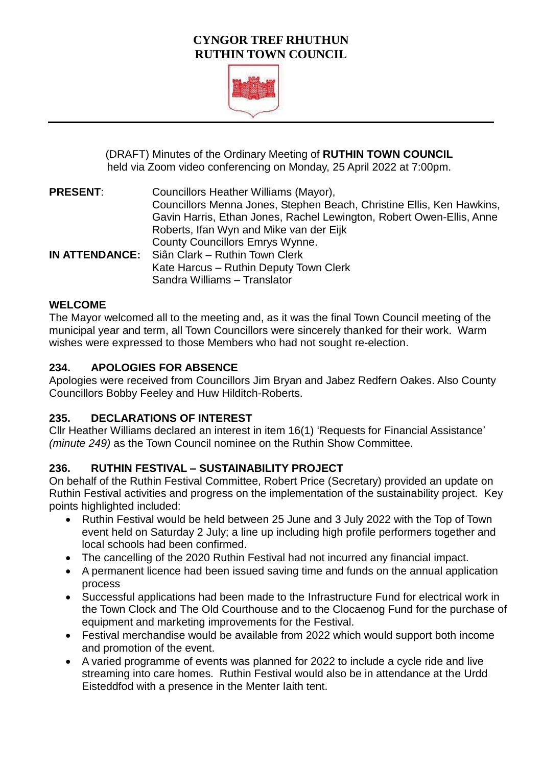**CYNGOR TREF RHUTHUN**
**RUTHIN TOWN COUNCIL**

(DRAFT) Minutes of the Ordinary Meeting of **RUTHIN TOWN COUNCIL** held via Zoom video conferencing on Monday, 25 April 2022 at 7:00pm.

**PRESENT**: Councillors Heather Williams (Mayor), Councillors Menna Jones, Stephen Beach, Christine Ellis, Ken Hawkins, Gavin Harris, Ethan Jones, Rachel Lewington, Robert Owen-Ellis, Anne Roberts, Ifan Wyn and Mike van der Eijk
County Councillors Emrys Wynne.

**IN ATTENDANCE:** Siân Clark – Ruthin Town Clerk
Kate Harcus – Ruthin Deputy Town Clerk
Sandra Williams – Translator

## WELCOME

The Mayor welcomed all to the meeting and, as it was the final Town Council meeting of the municipal year and term, all Town Councillors were sincerely thanked for their work. Warm wishes were expressed to those Members who had not sought re-election.

## 234. APOLOGIES FOR ABSENCE

Apologies were received from Councillors Jim Bryan and Jabez Redfern Oakes. Also County Councillors Bobby Feeley and Huw Hilditch-Roberts.

## 235. DECLARATIONS OF INTEREST

Cllr Heather Williams declared an interest in item 16(1) 'Requests for Financial Assistance' *(minute 249)* as the Town Council nominee on the Ruthin Show Committee.

## 236. RUTHIN FESTIVAL – SUSTAINABILITY PROJECT

On behalf of the Ruthin Festival Committee, Robert Price (Secretary) provided an update on Ruthin Festival activities and progress on the implementation of the sustainability project. Key points highlighted included:

- Ruthin Festival would be held between 25 June and 3 July 2022 with the Top of Town event held on Saturday 2 July; a line up including high profile performers together and local schools had been confirmed.
- The cancelling of the 2020 Ruthin Festival had not incurred any financial impact.
- A permanent licence had been issued saving time and funds on the annual application process
- Successful applications had been made to the Infrastructure Fund for electrical work in the Town Clock and The Old Courthouse and to the Clocaenog Fund for the purchase of equipment and marketing improvements for the Festival.
- Festival merchandise would be available from 2022 which would support both income and promotion of the event.
- A varied programme of events was planned for 2022 to include a cycle ride and live streaming into care homes. Ruthin Festival would also be in attendance at the Urdd Eisteddfod with a presence in the Menter Iaith tent.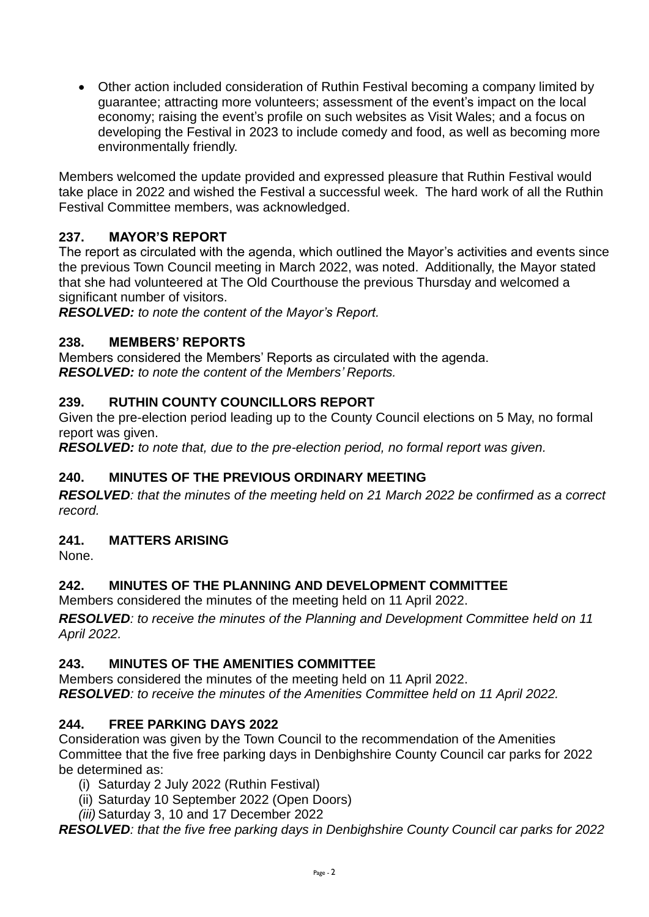- Other action included consideration of Ruthin Festival becoming a company limited by guarantee; attracting more volunteers; assessment of the event's impact on the local economy; raising the event's profile on such websites as Visit Wales; and a focus on developing the Festival in 2023 to include comedy and food, as well as becoming more environmentally friendly.

Members welcomed the update provided and expressed pleasure that Ruthin Festival would take place in 2022 and wished the Festival a successful week. The hard work of all the Ruthin Festival Committee members, was acknowledged.

### 237. MAYOR'S REPORT

The report as circulated with the agenda, which outlined the Mayor's activities and events since the previous Town Council meeting in March 2022, was noted. Additionally, the Mayor stated that she had volunteered at The Old Courthouse the previous Thursday and welcomed a significant number of visitors.

***RESOLVED:*** *to note the content of the Mayor's Report.*

### 238. MEMBERS' REPORTS

Members considered the Members' Reports as circulated with the agenda.

***RESOLVED:*** *to note the content of the Members' Reports.*

### 239. RUTHIN COUNTY COUNCILLORS REPORT

Given the pre-election period leading up to the County Council elections on 5 May, no formal report was given.

***RESOLVED:*** *to note that, due to the pre-election period, no formal report was given.*

### 240. MINUTES OF THE PREVIOUS ORDINARY MEETING

***RESOLVED****: that the minutes of the meeting held on 21 March 2022 be confirmed as a correct record.*

### 241. MATTERS ARISING

None.

### 242. MINUTES OF THE PLANNING AND DEVELOPMENT COMMITTEE

Members considered the minutes of the meeting held on 11 April 2022.

***RESOLVED****: to receive the minutes of the Planning and Development Committee held on 11 April 2022.*

### 243. MINUTES OF THE AMENITIES COMMITTEE

Members considered the minutes of the meeting held on 11 April 2022.

***RESOLVED****: to receive the minutes of the Amenities Committee held on 11 April 2022.*

### 244. FREE PARKING DAYS 2022

Consideration was given by the Town Council to the recommendation of the Amenities Committee that the five free parking days in Denbighshire County Council car parks for 2022 be determined as:

(i) Saturday 2 July 2022 (Ruthin Festival)
(ii) Saturday 10 September 2022 (Open Doors)
(iii) Saturday 3, 10 and 17 December 2022

***RESOLVED****: that the five free parking days in Denbighshire County Council car parks for 2022*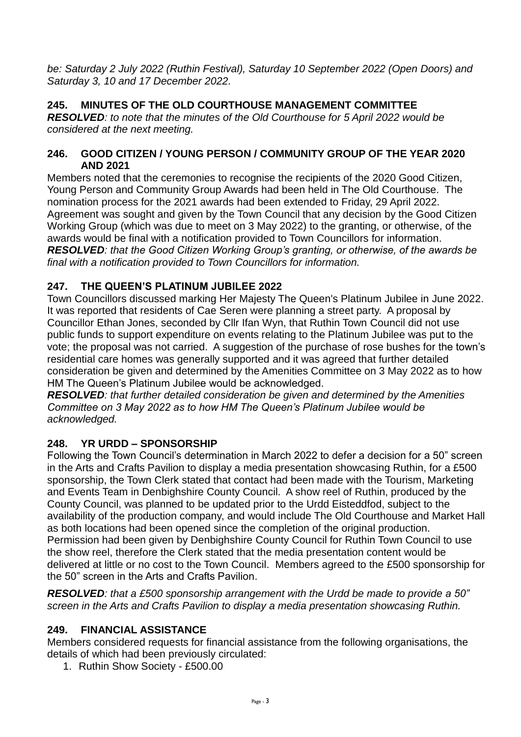*be: Saturday 2 July 2022 (Ruthin Festival), Saturday 10 September 2022 (Open Doors) and Saturday 3, 10 and 17 December 2022.*

### 245. MINUTES OF THE OLD COURTHOUSE MANAGEMENT COMMITTEE

***RESOLVED****: to note that the minutes of the Old Courthouse for 5 April 2022 would be considered at the next meeting.*

### 246. GOOD CITIZEN / YOUNG PERSON / COMMUNITY GROUP OF THE YEAR 2020 AND 2021

Members noted that the ceremonies to recognise the recipients of the 2020 Good Citizen, Young Person and Community Group Awards had been held in The Old Courthouse. The nomination process for the 2021 awards had been extended to Friday, 29 April 2022. Agreement was sought and given by the Town Council that any decision by the Good Citizen Working Group (which was due to meet on 3 May 2022) to the granting, or otherwise, of the awards would be final with a notification provided to Town Councillors for information.

***RESOLVED****: that the Good Citizen Working Group's granting, or otherwise, of the awards be final with a notification provided to Town Councillors for information.*

### 247. THE QUEEN'S PLATINUM JUBILEE 2022

Town Councillors discussed marking Her Majesty The Queen's Platinum Jubilee in June 2022. It was reported that residents of Cae Seren were planning a street party. A proposal by Councillor Ethan Jones, seconded by Cllr Ifan Wyn, that Ruthin Town Council did not use public funds to support expenditure on events relating to the Platinum Jubilee was put to the vote; the proposal was not carried. A suggestion of the purchase of rose bushes for the town's residential care homes was generally supported and it was agreed that further detailed consideration be given and determined by the Amenities Committee on 3 May 2022 as to how HM The Queen's Platinum Jubilee would be acknowledged.

***RESOLVED****: that further detailed consideration be given and determined by the Amenities Committee on 3 May 2022 as to how HM The Queen's Platinum Jubilee would be acknowledged.*

### 248. YR URDD – SPONSORSHIP

Following the Town Council's determination in March 2022 to defer a decision for a 50" screen in the Arts and Crafts Pavilion to display a media presentation showcasing Ruthin, for a £500 sponsorship, the Town Clerk stated that contact had been made with the Tourism, Marketing and Events Team in Denbighshire County Council. A show reel of Ruthin, produced by the County Council, was planned to be updated prior to the Urdd Eisteddfod, subject to the availability of the production company, and would include The Old Courthouse and Market Hall as both locations had been opened since the completion of the original production. Permission had been given by Denbighshire County Council for Ruthin Town Council to use the show reel, therefore the Clerk stated that the media presentation content would be delivered at little or no cost to the Town Council. Members agreed to the £500 sponsorship for the 50" screen in the Arts and Crafts Pavilion.

***RESOLVED****: that a £500 sponsorship arrangement with the Urdd be made to provide a 50" screen in the Arts and Crafts Pavilion to display a media presentation showcasing Ruthin.*

### 249. FINANCIAL ASSISTANCE

Members considered requests for financial assistance from the following organisations, the details of which had been previously circulated:

1. Ruthin Show Society - £500.00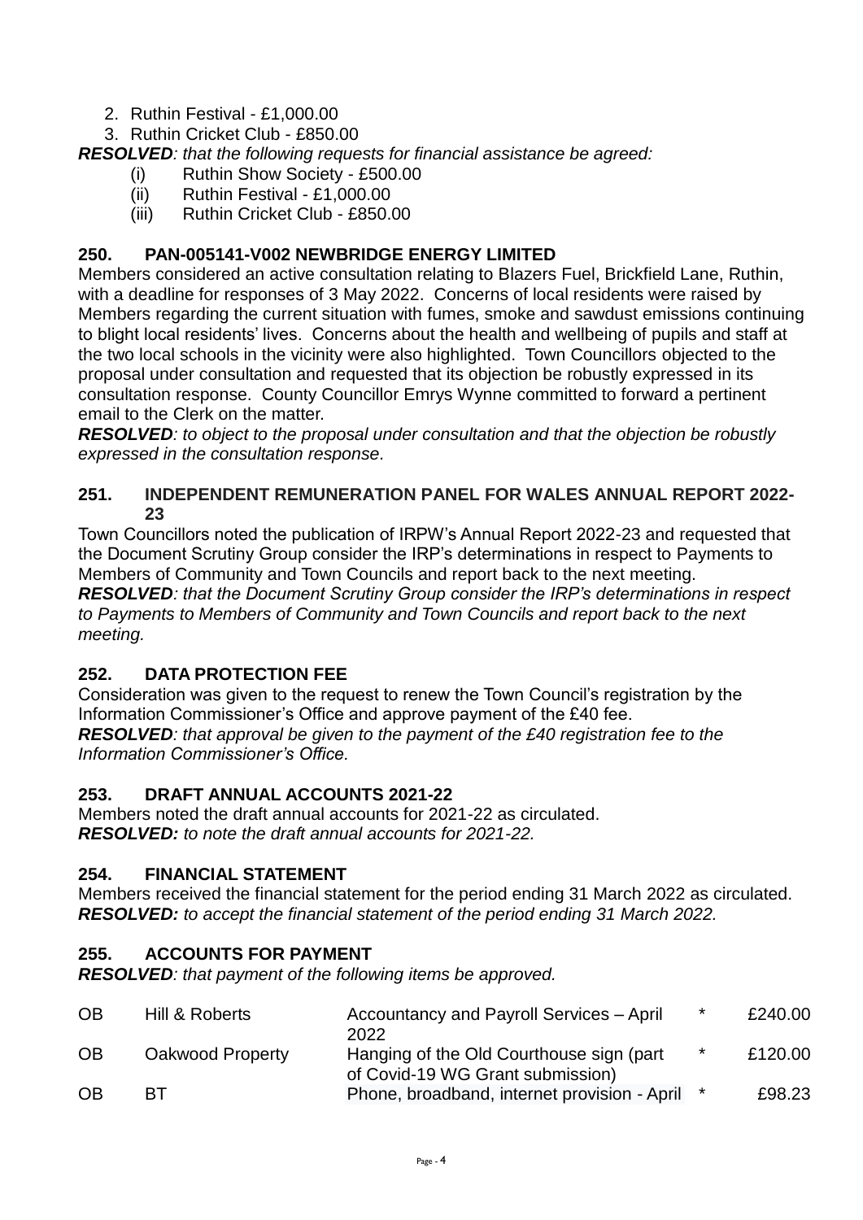2. Ruthin Festival - £1,000.00
3. Ruthin Cricket Club - £850.00

***RESOLVED***: *that the following requests for financial assistance be agreed:*

(i) Ruthin Show Society - £500.00
(ii) Ruthin Festival - £1,000.00
(iii) Ruthin Cricket Club - £850.00

## 250. PAN-005141-V002 NEWBRIDGE ENERGY LIMITED

Members considered an active consultation relating to Blazers Fuel, Brickfield Lane, Ruthin, with a deadline for responses of 3 May 2022. Concerns of local residents were raised by Members regarding the current situation with fumes, smoke and sawdust emissions continuing to blight local residents' lives. Concerns about the health and wellbeing of pupils and staff at the two local schools in the vicinity were also highlighted. Town Councillors objected to the proposal under consultation and requested that its objection be robustly expressed in its consultation response. County Councillor Emrys Wynne committed to forward a pertinent email to the Clerk on the matter.

***RESOLVED***: *to object to the proposal under consultation and that the objection be robustly expressed in the consultation response*.

## 251. INDEPENDENT REMUNERATION PANEL FOR WALES ANNUAL REPORT 2022-23

Town Councillors noted the publication of IRPW's Annual Report 2022-23 and requested that the Document Scrutiny Group consider the IRP's determinations in respect to Payments to Members of Community and Town Councils and report back to the next meeting.

***RESOLVED***: *that the Document Scrutiny Group consider the IRP's determinations in respect to Payments to Members of Community and Town Councils and report back to the next meeting.*

## 252. DATA PROTECTION FEE

Consideration was given to the request to renew the Town Council's registration by the Information Commissioner's Office and approve payment of the £40 fee.

***RESOLVED***: *that approval be given to the payment of the £40 registration fee to the Information Commissioner's Office.*

## 253. DRAFT ANNUAL ACCOUNTS 2021-22

Members noted the draft annual accounts for 2021-22 as circulated.

***RESOLVED:*** *to note the draft annual accounts for 2021-22.*

## 254. FINANCIAL STATEMENT

Members received the financial statement for the period ending 31 March 2022 as circulated.

***RESOLVED:*** *to accept the financial statement of the period ending 31 March 2022.*

## 255. ACCOUNTS FOR PAYMENT

***RESOLVED***: *that payment of the following items be approved.*

| | | | | |
|---|---|---|---|---|
| OB | Hill & Roberts | Accountancy and Payroll Services – April 2022 | * | £240.00 |
| OB | Oakwood Property | Hanging of the Old Courthouse sign (part of Covid-19 WG Grant submission) | * | £120.00 |
| OB | BT | Phone, broadband, internet provision - April | * | £98.23 |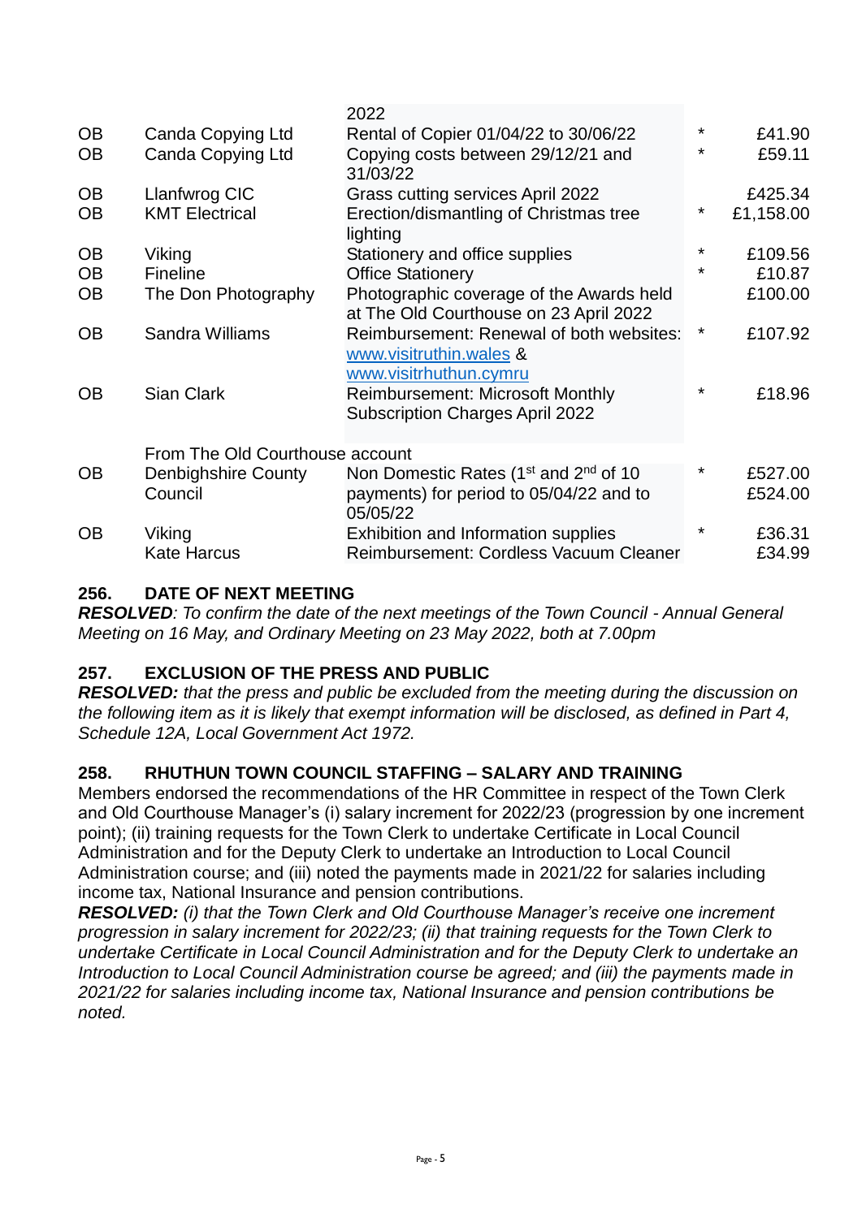| | | | | |
|---|---|---|---|---|
| | | 2022 | | |
| OB | Canda Copying Ltd | Rental of Copier 01/04/22 to 30/06/22 | * | £41.90 |
| OB | Canda Copying Ltd | Copying costs between 29/12/21 and 31/03/22 | * | £59.11 |
| OB | Llanfwrog CIC | Grass cutting services April 2022 | | £425.34 |
| OB | KMT Electrical | Erection/dismantling of Christmas tree lighting | * | £1,158.00 |
| OB | Viking | Stationery and office supplies | * | £109.56 |
| OB | Fineline | Office Stationery | * | £10.87 |
| OB | The Don Photography | Photographic coverage of the Awards held at The Old Courthouse on 23 April 2022 | | £100.00 |
| OB | Sandra Williams | Reimbursement: Renewal of both websites: www.visitruthin.wales & www.visitrhuthun.cymru | * | £107.92 |
| OB | Sian Clark | Reimbursement: Microsoft Monthly Subscription Charges April 2022 | * | £18.96 |
| | From The Old Courthouse account | | | |
| OB | Denbighshire County Council | Non Domestic Rates (1st and 2nd of 10 payments) for period to 05/04/22 and to 05/05/22 | * | £527.00<br>£524.00 |
| OB | Viking | Exhibition and Information supplies | * | £36.31 |
| | Kate Harcus | Reimbursement: Cordless Vacuum Cleaner | | £34.99 |

### 256. DATE OF NEXT MEETING

***RESOLVED**: To confirm the date of the next meetings of the Town Council - Annual General Meeting on 16 May, and Ordinary Meeting on 23 May 2022, both at 7.00pm*

### 257. EXCLUSION OF THE PRESS AND PUBLIC

***RESOLVED:** that the press and public be excluded from the meeting during the discussion on the following item as it is likely that exempt information will be disclosed, as defined in Part 4, Schedule 12A, Local Government Act 1972.*

### 258. RHUTHUN TOWN COUNCIL STAFFING – SALARY AND TRAINING

Members endorsed the recommendations of the HR Committee in respect of the Town Clerk and Old Courthouse Manager's (i) salary increment for 2022/23 (progression by one increment point); (ii) training requests for the Town Clerk to undertake Certificate in Local Council Administration and for the Deputy Clerk to undertake an Introduction to Local Council Administration course; and (iii) noted the payments made in 2021/22 for salaries including income tax, National Insurance and pension contributions.

***RESOLVED:** (i) that the Town Clerk and Old Courthouse Manager's receive one increment progression in salary increment for 2022/23; (ii) that training requests for the Town Clerk to undertake Certificate in Local Council Administration and for the Deputy Clerk to undertake an Introduction to Local Council Administration course be agreed; and (iii) the payments made in 2021/22 for salaries including income tax, National Insurance and pension contributions be noted.*